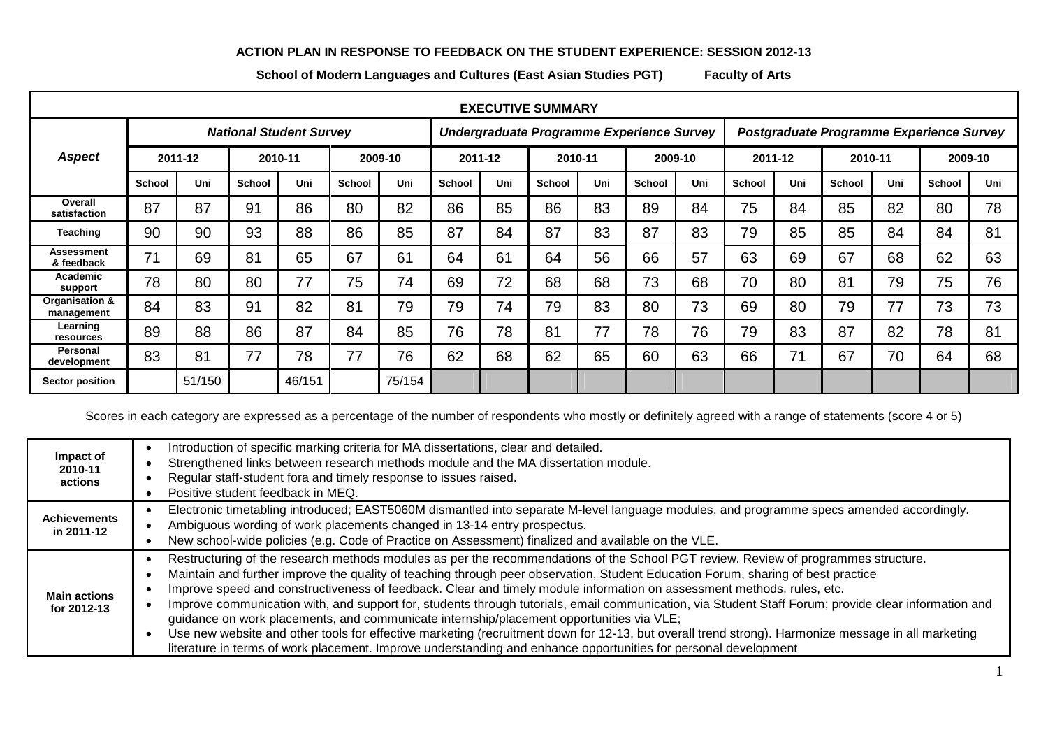**ACTION PLAN IN RESPONSE TO FEEDBACK ON THE STUDENT EXPERIENCE: SESSION 2012-13**

**School of Modern Languages and Cultures (East Asian Studies PGT) Faculty of Arts**

| EXECUTIVE SUMMARY | | | | | | | | | | | | | | | | | | |
|---|---|---|---|---|---|---|---|---|---|---|---|---|---|---|---|---|---|---|
| ***Aspect*** | ***National Student Survey*** | | | | | | ***Undergraduate Programme Experience Survey*** | | | | | | ***Postgraduate Programme Experience Survey*** | | | | | |
| | **2011-12** | | **2010-11** | | **2009-10** | | **2011-12** | | **2010-11** | | **2009-10** | | **2011-12** | | **2010-11** | | **2009-10** | |
| | **School** | **Uni** | **School** | **Uni** | **School** | **Uni** | **School** | **Uni** | **School** | **Uni** | **School** | **Uni** | **School** | **Uni** | **School** | **Uni** | **School** | **Uni** |
| **Overall satisfaction** | 87 | 87 | 91 | 86 | 80 | 82 | 86 | 85 | 86 | 83 | 89 | 84 | 75 | 84 | 85 | 82 | 80 | 78 |
| **Teaching** | 90 | 90 | 93 | 88 | 86 | 85 | 87 | 84 | 87 | 83 | 87 | 83 | 79 | 85 | 85 | 84 | 84 | 81 |
| **Assessment & feedback** | 71 | 69 | 81 | 65 | 67 | 61 | 64 | 61 | 64 | 56 | 66 | 57 | 63 | 69 | 67 | 68 | 62 | 63 |
| **Academic support** | 78 | 80 | 80 | 77 | 75 | 74 | 69 | 72 | 68 | 68 | 73 | 68 | 70 | 80 | 81 | 79 | 75 | 76 |
| **Organisation & management** | 84 | 83 | 91 | 82 | 81 | 79 | 79 | 74 | 79 | 83 | 80 | 73 | 69 | 80 | 79 | 77 | 73 | 73 |
| **Learning resources** | 89 | 88 | 86 | 87 | 84 | 85 | 76 | 78 | 81 | 77 | 78 | 76 | 79 | 83 | 87 | 82 | 78 | 81 |
| **Personal development** | 83 | 81 | 77 | 78 | 77 | 76 | 62 | 68 | 62 | 65 | 60 | 63 | 66 | 71 | 67 | 70 | 64 | 68 |
| **Sector position** | | 51/150 | | 46/151 | | 75/154 | | | | | | | | | | | | |

Scores in each category are expressed as a percentage of the number of respondents who mostly or definitely agreed with a range of statements (score 4 or 5)

| | |
|---|---|
| **Impact of 2010-11 actions** | • Introduction of specific marking criteria for MA dissertations, clear and detailed.<br>• Strengthened links between research methods module and the MA dissertation module.<br>• Regular staff-student fora and timely response to issues raised.<br>• Positive student feedback in MEQ. |
| **Achievements in 2011-12** | • Electronic timetabling introduced; EAST5060M dismantled into separate M-level language modules, and programme specs amended accordingly.<br>• Ambiguous wording of work placements changed in 13-14 entry prospectus.<br>• New school-wide policies (e.g. Code of Practice on Assessment) finalized and available on the VLE. |
| **Main actions for 2012-13** | • Restructuring of the research methods modules as per the recommendations of the School PGT review. Review of programmes structure.<br>• Maintain and further improve the quality of teaching through peer observation, Student Education Forum, sharing of best practice<br>• Improve speed and constructiveness of feedback. Clear and timely module information on assessment methods, rules, etc.<br>• Improve communication with, and support for, students through tutorials, email communication, via Student Staff Forum; provide clear information and guidance on work placements, and communicate internship/placement opportunities via VLE;<br>• Use new website and other tools for effective marketing (recruitment down for 12-13, but overall trend strong). Harmonize message in all marketing literature in terms of work placement. Improve understanding and enhance opportunities for personal development |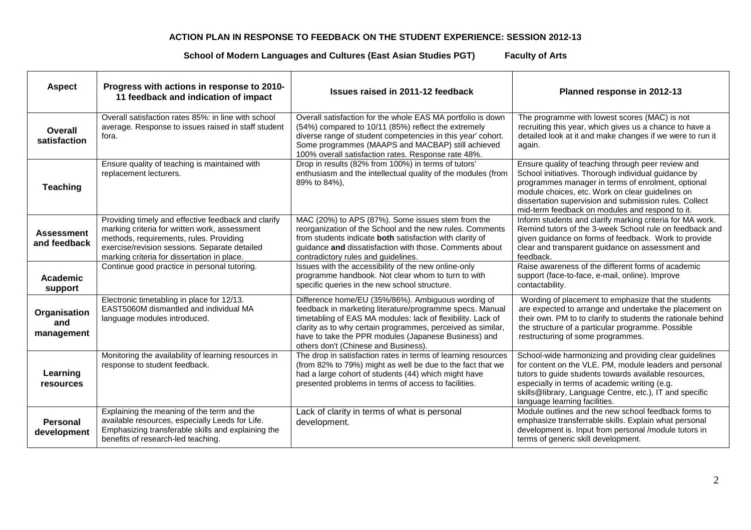**ACTION PLAN IN RESPONSE TO FEEDBACK ON THE STUDENT EXPERIENCE: SESSION 2012-13**

**School of Modern Languages and Cultures (East Asian Studies PGT) Faculty of Arts**

| Aspect | Progress with actions in response to 2010-11 feedback and indication of impact | Issues raised in 2011-12 feedback | Planned response in 2012-13 |
|---|---|---|---|
| **Overall satisfaction** | Overall satisfaction rates 85%: in line with school average. Response to issues raised in staff student fora. | Overall satisfaction for the whole EAS MA portfolio is down (54%) compared to 10/11 (85%) reflect the extremely diverse range of student competencies in this year' cohort. Some programmes (MAAPS and MACBAP) still achieved 100% overall satisfaction rates. Response rate 48%. | The programme with lowest scores (MAC) is not recruiting this year, which gives us a chance to have a detailed look at it and make changes if we were to run it again. |
| **Teaching** | Ensure quality of teaching is maintained with replacement lecturers. | Drop in results (82% from 100%) in terms of tutors' enthusiasm and the intellectual quality of the modules (from 89% to 84%), | Ensure quality of teaching through peer review and School initiatives. Thorough individual guidance by programmes manager in terms of enrolment, optional module choices, etc. Work on clear guidelines on dissertation supervision and submission rules. Collect mid-term feedback on modules and respond to it. |
| **Assessment and feedback** | Providing timely and effective feedback and clarify marking criteria for written work, assessment methods, requirements, rules. Providing exercise/revision sessions. Separate detailed marking criteria for dissertation in place. | MAC (20%) to APS (87%). Some issues stem from the reorganization of the School and the new rules. Comments from students indicate **both** satisfaction with clarity of guidance **and** dissatisfaction with those. Comments about contradictory rules and guidelines. | Inform students and clarify marking criteria for MA work. Remind tutors of the 3-week School rule on feedback and given guidance on forms of feedback. Work to provide clear and transparent guidance on assessment and feedback. |
| **Academic support** | Continue good practice in personal tutoring. | Issues with the accessibility of the new online-only programme handbook. Not clear whom to turn to with specific queries in the new school structure. | Raise awareness of the different forms of academic support (face-to-face, e-mail, online). Improve contactability. |
| **Organisation and management** | Electronic timetabling in place for 12/13. EAST5060M dismantled and individual MA language modules introduced. | Difference home/EU (35%/86%). Ambiguous wording of feedback in marketing literature/programme specs. Manual timetabling of EAS MA modules: lack of flexibility. Lack of clarity as to why certain programmes, perceived as similar, have to take the PPR modules (Japanese Business) and others don't (Chinese and Business). | Wording of placement to emphasize that the students are expected to arrange and undertake the placement on their own. PM to to clarify to students the rationale behind the structure of a particular programme. Possible restructuring of some programmes. |
| **Learning resources** | Monitoring the availability of learning resources in response to student feedback. | The drop in satisfaction rates in terms of learning resources (from 82% to 79%) might as well be due to the fact that we had a large cohort of students (44) which might have presented problems in terms of access to facilities. | School-wide harmonizing and providing clear guidelines for content on the VLE. PM, module leaders and personal tutors to guide students towards available resources, especially in terms of academic writing (e.g. skills@library, Language Centre, etc.), IT and specific language learning facilities. |
| **Personal development** | Explaining the meaning of the term and the available resources, especially Leeds for Life. Emphasizing transferable skills and explaining the benefits of research-led teaching. | Lack of clarity in terms of what is personal development. | Module outlines and the new school feedback forms to emphasize transferrable skills. Explain what personal development is. Input from personal /module tutors in terms of generic skill development. |